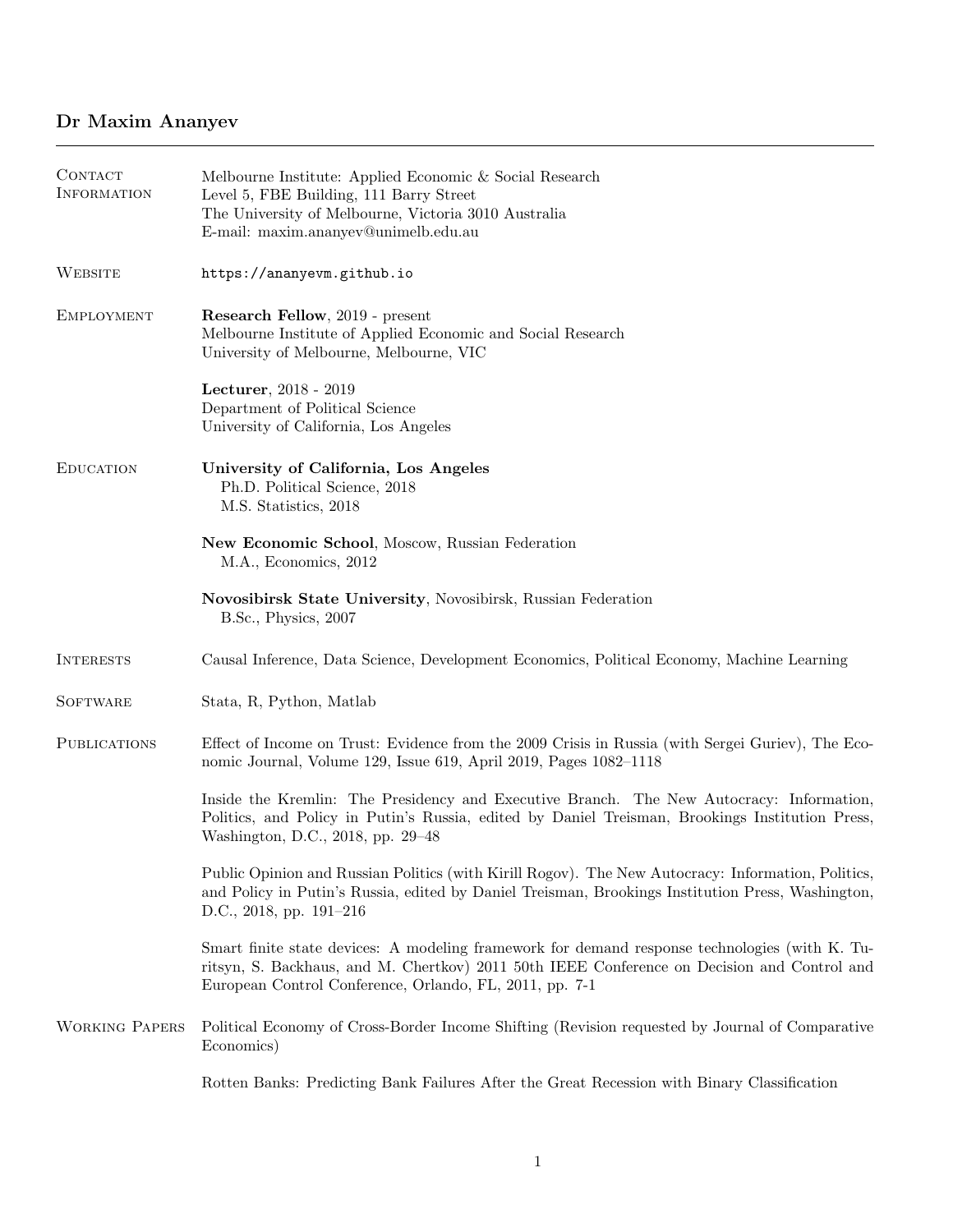# Dr Maxim Ananyev

---

## Contact Information

Melbourne Institute: Applied Economic & Social Research
Level 5, FBE Building, 111 Barry Street
The University of Melbourne, Victoria 3010 Australia
E-mail: maxim.ananyev@unimelb.edu.au

## Website

`https://ananyevm.github.io`

## Employment

**Research Fellow**, 2019 - present
Melbourne Institute of Applied Economic and Social Research
University of Melbourne, Melbourne, VIC

**Lecturer**, 2018 - 2019
Department of Political Science
University of California, Los Angeles

## Education

**University of California, Los Angeles**
Ph.D. Political Science, 2018
M.S. Statistics, 2018

**New Economic School**, Moscow, Russian Federation
M.A., Economics, 2012

**Novosibirsk State University**, Novosibirsk, Russian Federation
B.Sc., Physics, 2007

## Interests

Causal Inference, Data Science, Development Economics, Political Economy, Machine Learning

## Software

Stata, R, Python, Matlab

## Publications

Effect of Income on Trust: Evidence from the 2009 Crisis in Russia (with Sergei Guriev), The Economic Journal, Volume 129, Issue 619, April 2019, Pages 1082–1118

Inside the Kremlin: The Presidency and Executive Branch. The New Autocracy: Information, Politics, and Policy in Putin's Russia, edited by Daniel Treisman, Brookings Institution Press, Washington, D.C., 2018, pp. 29–48

Public Opinion and Russian Politics (with Kirill Rogov). The New Autocracy: Information, Politics, and Policy in Putin's Russia, edited by Daniel Treisman, Brookings Institution Press, Washington, D.C., 2018, pp. 191–216

Smart finite state devices: A modeling framework for demand response technologies (with K. Turitsyn, S. Backhaus, and M. Chertkov) 2011 50th IEEE Conference on Decision and Control and European Control Conference, Orlando, FL, 2011, pp. 7-1

## Working Papers

Political Economy of Cross-Border Income Shifting (Revision requested by Journal of Comparative Economics)

Rotten Banks: Predicting Bank Failures After the Great Recession with Binary Classification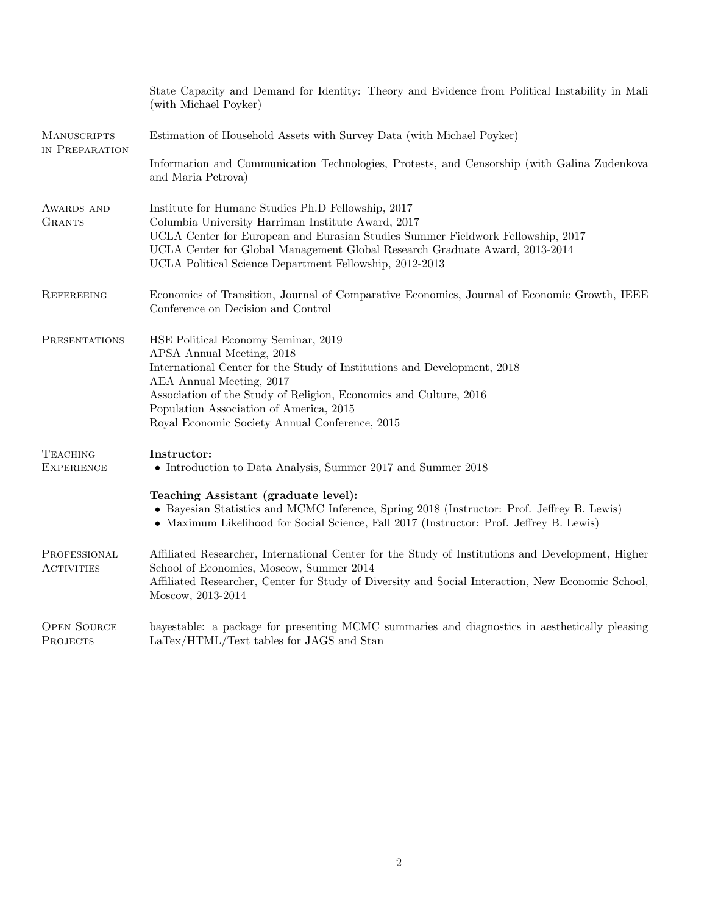State Capacity and Demand for Identity: Theory and Evidence from Political Instability in Mali (with Michael Poyker)

## Manuscripts in Preparation

Estimation of Household Assets with Survey Data (with Michael Poyker)

Information and Communication Technologies, Protests, and Censorship (with Galina Zudenkova and Maria Petrova)

## Awards and Grants

Institute for Humane Studies Ph.D Fellowship, 2017
Columbia University Harriman Institute Award, 2017
UCLA Center for European and Eurasian Studies Summer Fieldwork Fellowship, 2017
UCLA Center for Global Management Global Research Graduate Award, 2013-2014
UCLA Political Science Department Fellowship, 2012-2013

## Refereeing

Economics of Transition, Journal of Comparative Economics, Journal of Economic Growth, IEEE Conference on Decision and Control

## Presentations

HSE Political Economy Seminar, 2019
APSA Annual Meeting, 2018
International Center for the Study of Institutions and Development, 2018
AEA Annual Meeting, 2017
Association of the Study of Religion, Economics and Culture, 2016
Population Association of America, 2015
Royal Economic Society Annual Conference, 2015

## Teaching Experience

**Instructor:**

- Introduction to Data Analysis, Summer 2017 and Summer 2018

**Teaching Assistant (graduate level):**

- Bayesian Statistics and MCMC Inference, Spring 2018 (Instructor: Prof. Jeffrey B. Lewis)
- Maximum Likelihood for Social Science, Fall 2017 (Instructor: Prof. Jeffrey B. Lewis)

## Professional Activities

Affiliated Researcher, International Center for the Study of Institutions and Development, Higher School of Economics, Moscow, Summer 2014
Affiliated Researcher, Center for Study of Diversity and Social Interaction, New Economic School, Moscow, 2013-2014

## Open Source Projects

bayestable: a package for presenting MCMC summaries and diagnostics in aesthetically pleasing LaTex/HTML/Text tables for JAGS and Stan